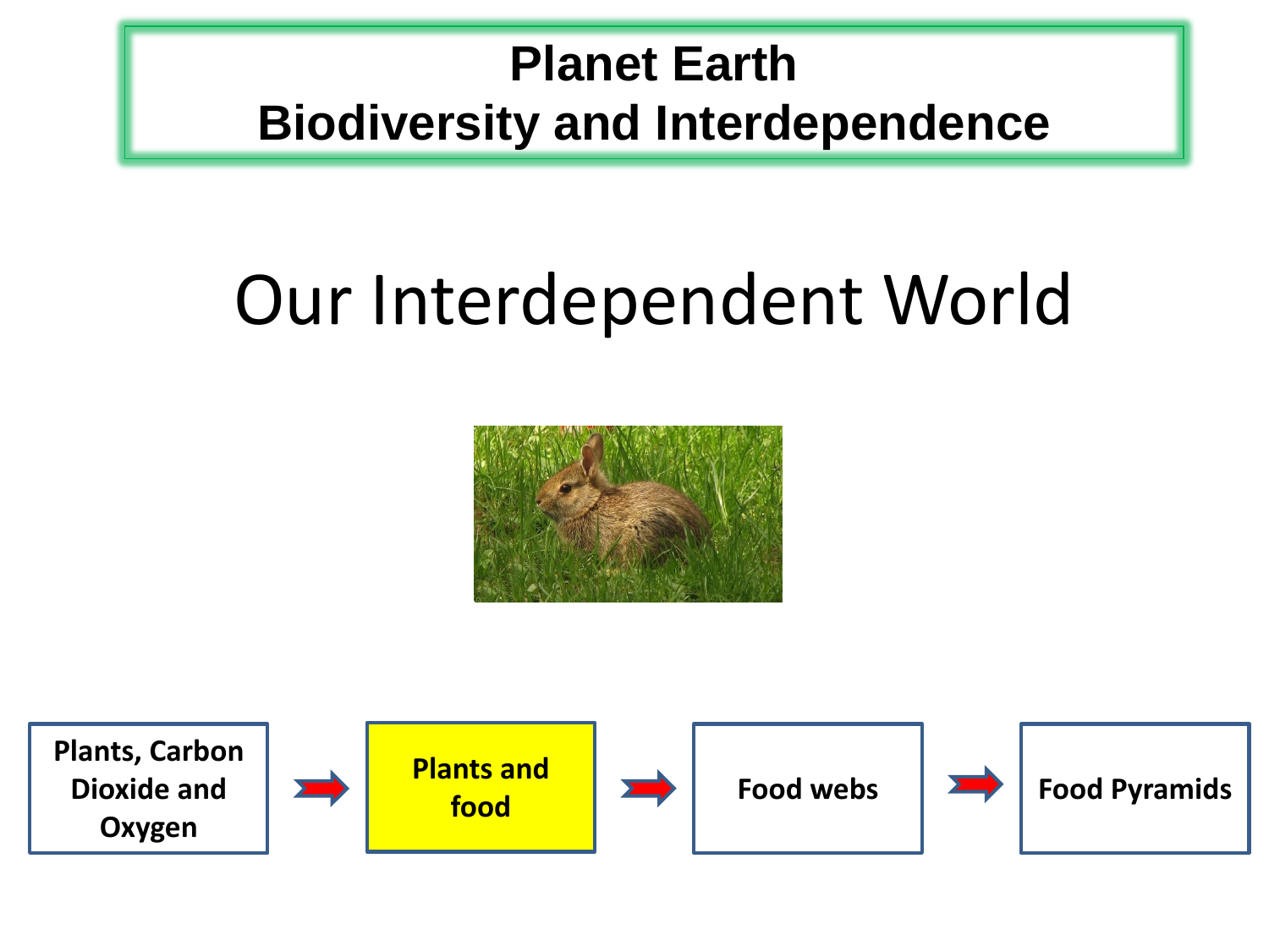# Planet Earth
# Biodiversity and Interdependence

## Our Interdependent World

**Plants, Carbon Dioxide and Oxygen** → **Plants and food** → **Food webs** → **Food Pyramids**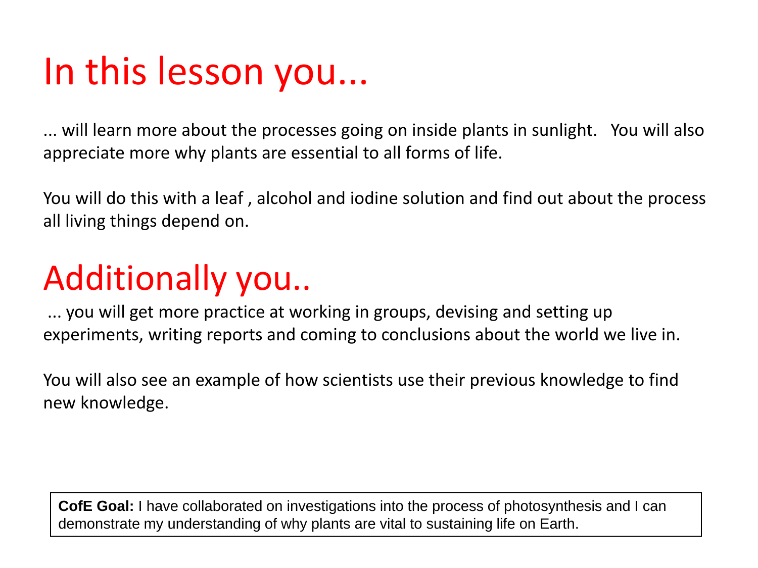# In this lesson you...

... will learn more about the processes going on inside plants in sunlight. You will also appreciate more why plants are essential to all forms of life.

You will do this with a leaf , alcohol and iodine solution and find out about the process all living things depend on.

# Additionally you..

... you will get more practice at working in groups, devising and setting up experiments, writing reports and coming to conclusions about the world we live in.

You will also see an example of how scientists use their previous knowledge to find new knowledge.

**CofE Goal:** I have collaborated on investigations into the process of photosynthesis and I can demonstrate my understanding of why plants are vital to sustaining life on Earth.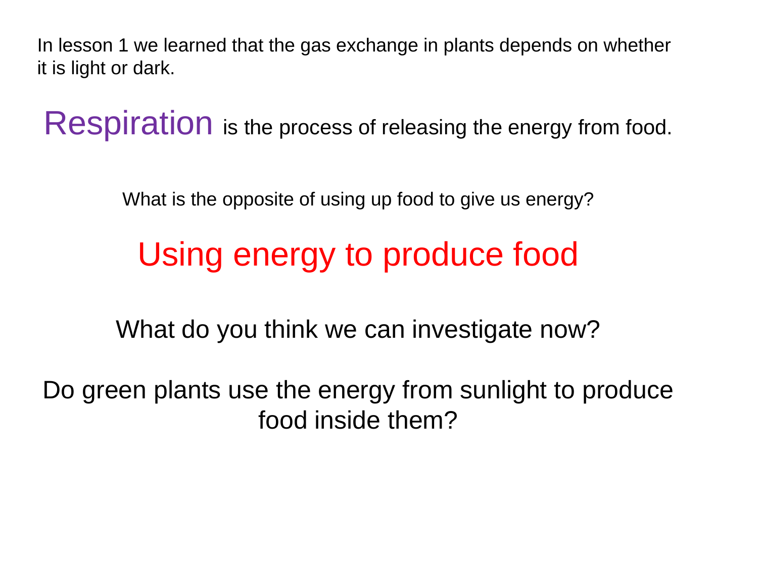In lesson 1 we learned that the gas exchange in plants depends on whether it is light or dark.

**Respiration** is the process of releasing the energy from food.

What is the opposite of using up food to give us energy?

## Using energy to produce food

What do you think we can investigate now?

Do green plants use the energy from sunlight to produce food inside them?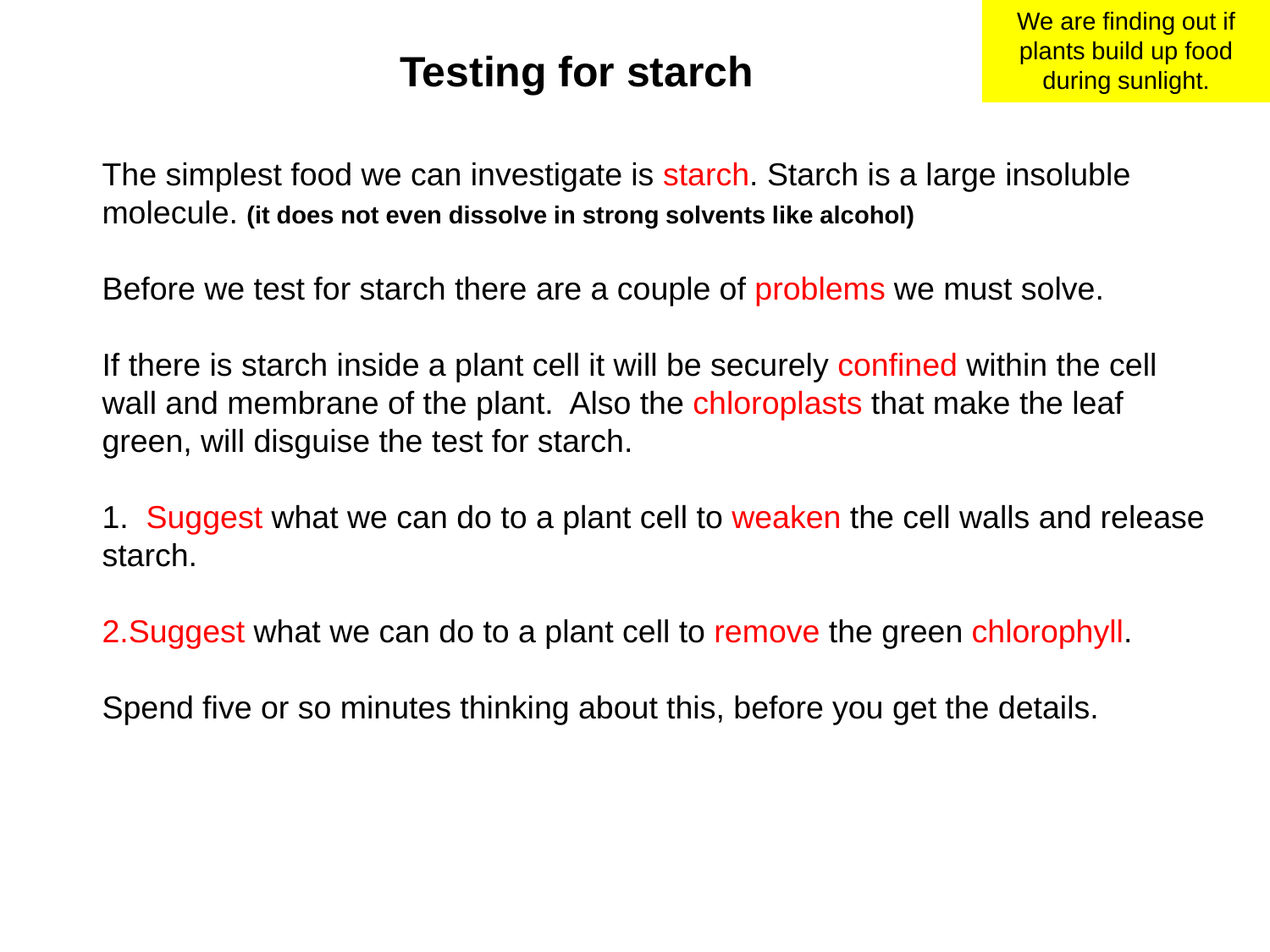# Testing for starch

We are finding out if plants build up food during sunlight.

The simplest food we can investigate is starch. Starch is a large insoluble molecule. **(it does not even dissolve in strong solvents like alcohol)**

Before we test for starch there are a couple of problems we must solve.

If there is starch inside a plant cell it will be securely confined within the cell wall and membrane of the plant. Also the chloroplasts that make the leaf green, will disguise the test for starch.

1. Suggest what we can do to a plant cell to weaken the cell walls and release starch.

2. Suggest what we can do to a plant cell to remove the green chlorophyll.

Spend five or so minutes thinking about this, before you get the details.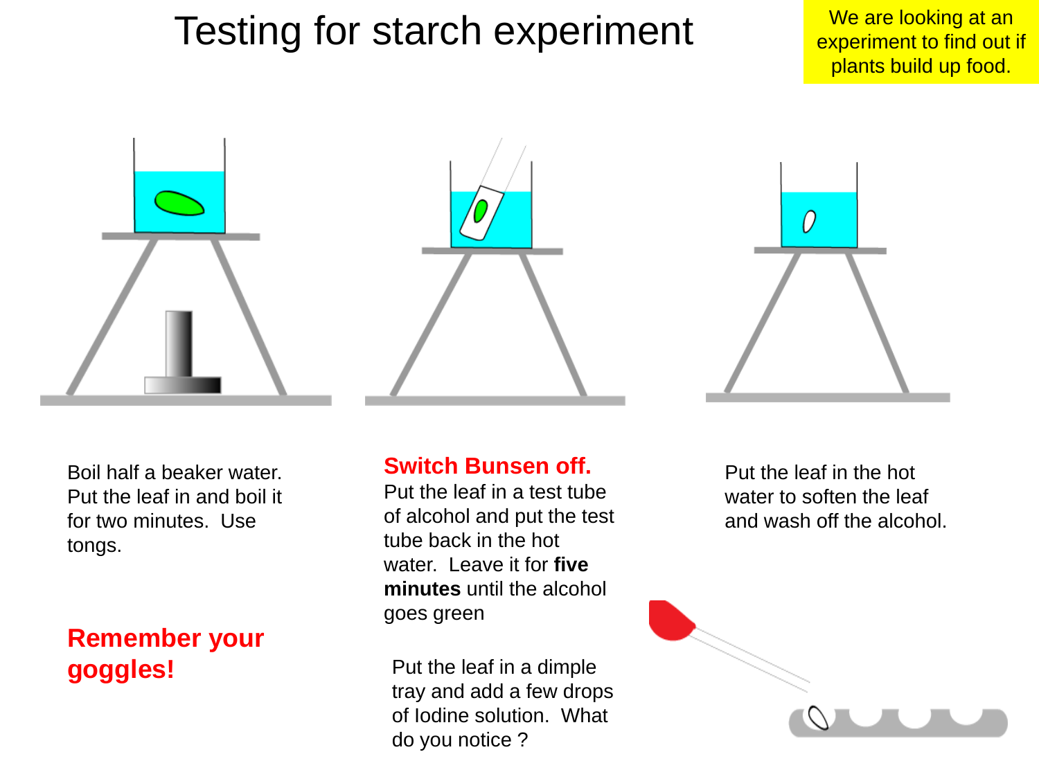# Testing for starch experiment

We are looking at an experiment to find out if plants build up food.

Boil half a beaker water. Put the leaf in and boil it for two minutes. Use tongs.

**Remember your goggles!**

**Switch Bunsen off.**
Put the leaf in a test tube of alcohol and put the test tube back in the hot water. Leave it for **five minutes** until the alcohol goes green

Put the leaf in the hot water to soften the leaf and wash off the alcohol.

Put the leaf in a dimple tray and add a few drops of Iodine solution. What do you notice ?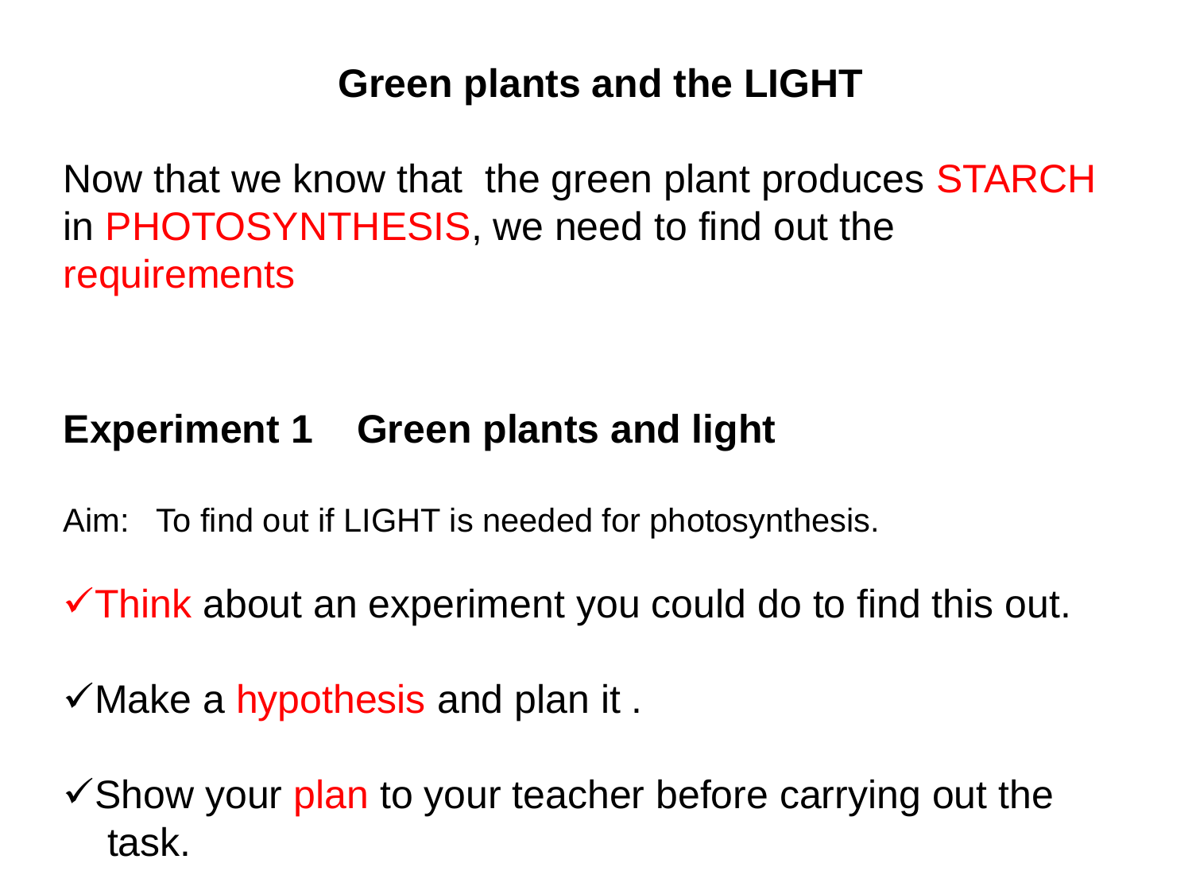# Green plants and the LIGHT

Now that we know that the green plant produces STARCH in PHOTOSYNTHESIS, we need to find out the requirements

## Experiment 1 Green plants and light

Aim: To find out if LIGHT is needed for photosynthesis.

- ✓Think about an experiment you could do to find this out.
- ✓Make a hypothesis and plan it .
- ✓Show your plan to your teacher before carrying out the task.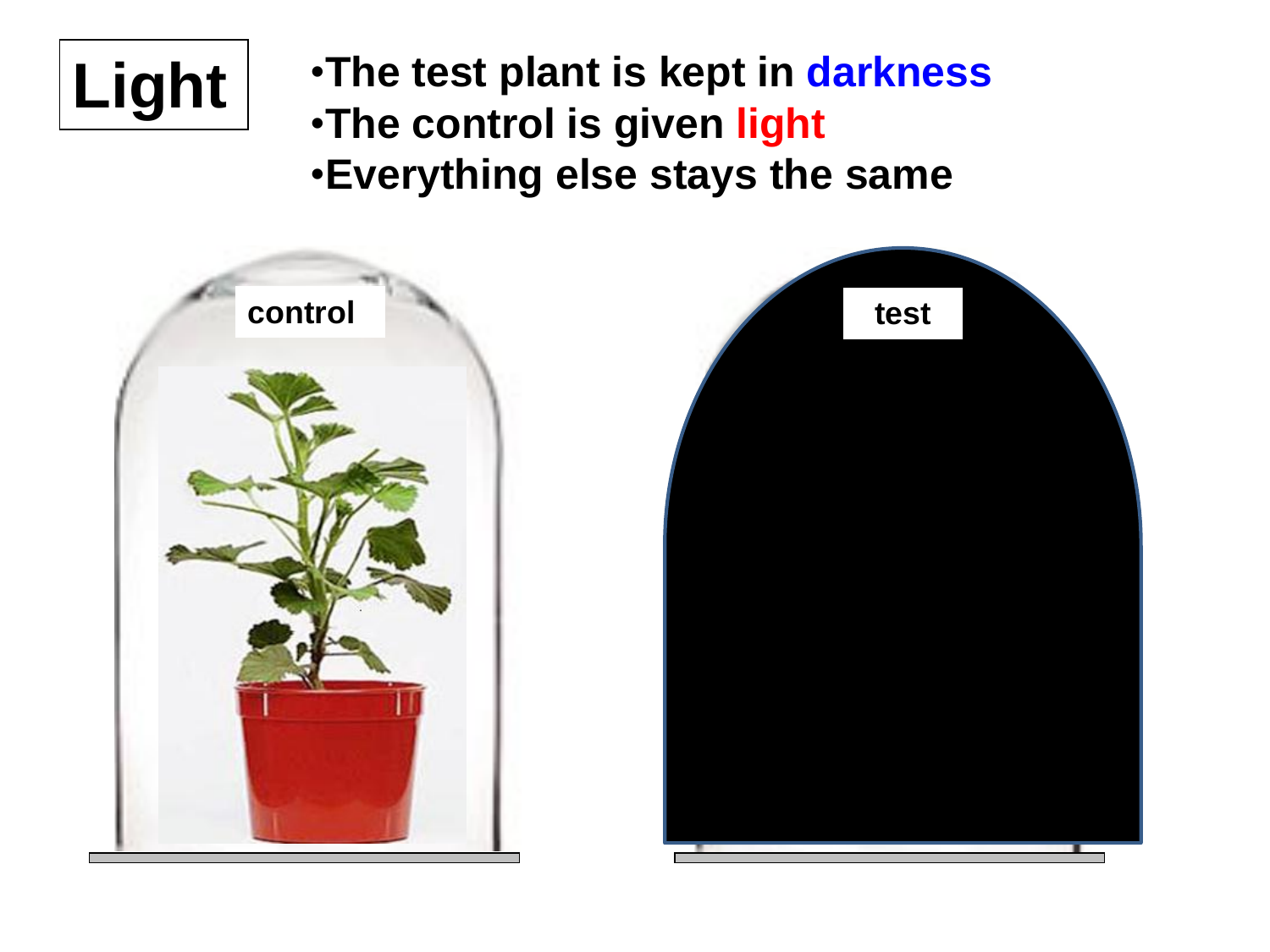# Light

- The test plant is kept in **darkness**
- The control is given **light**
- Everything else stays the same

control

test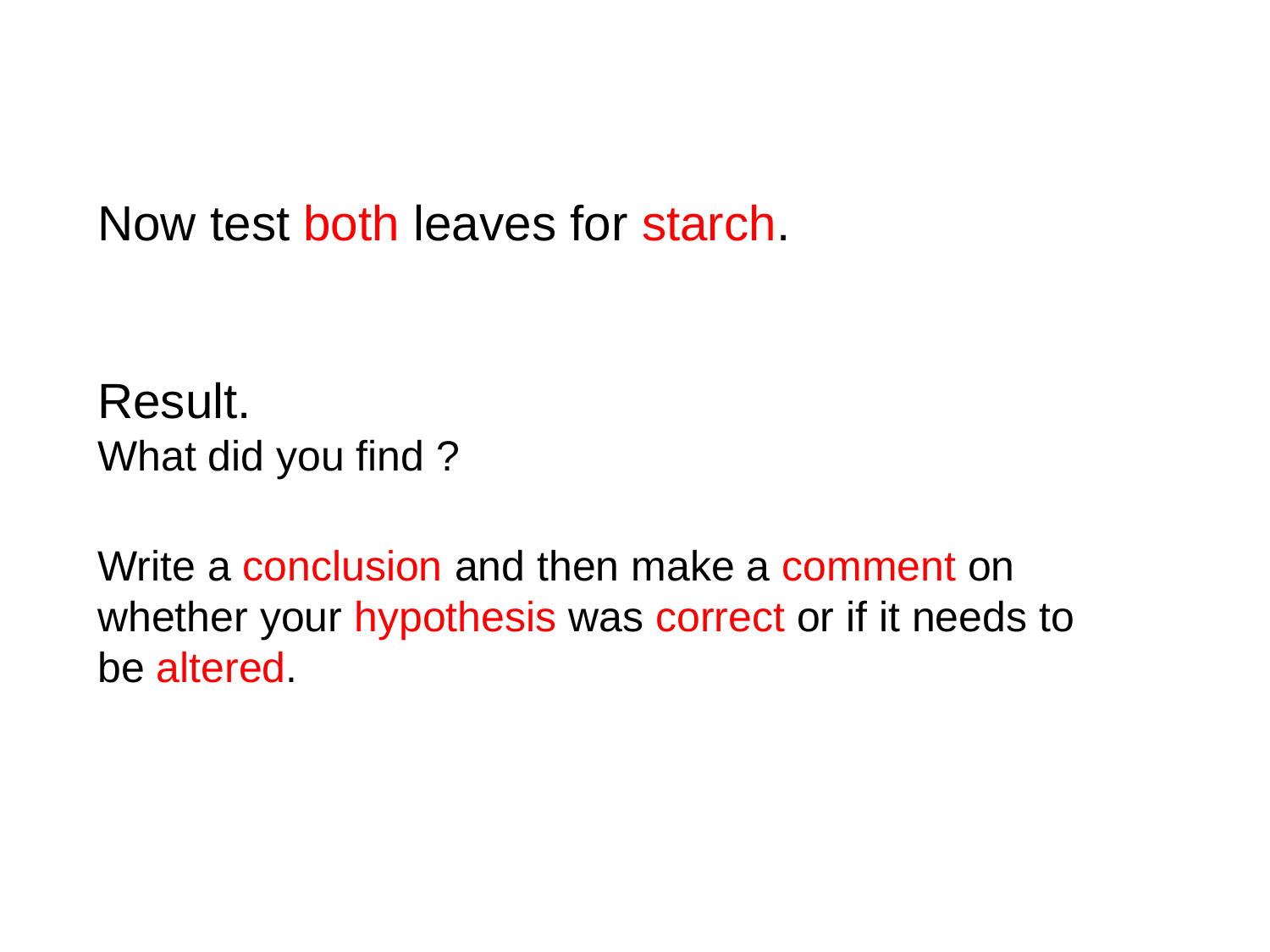Now test both leaves for starch.

Result.

What did you find ?

Write a conclusion and then make a comment on whether your hypothesis was correct or if it needs to be altered.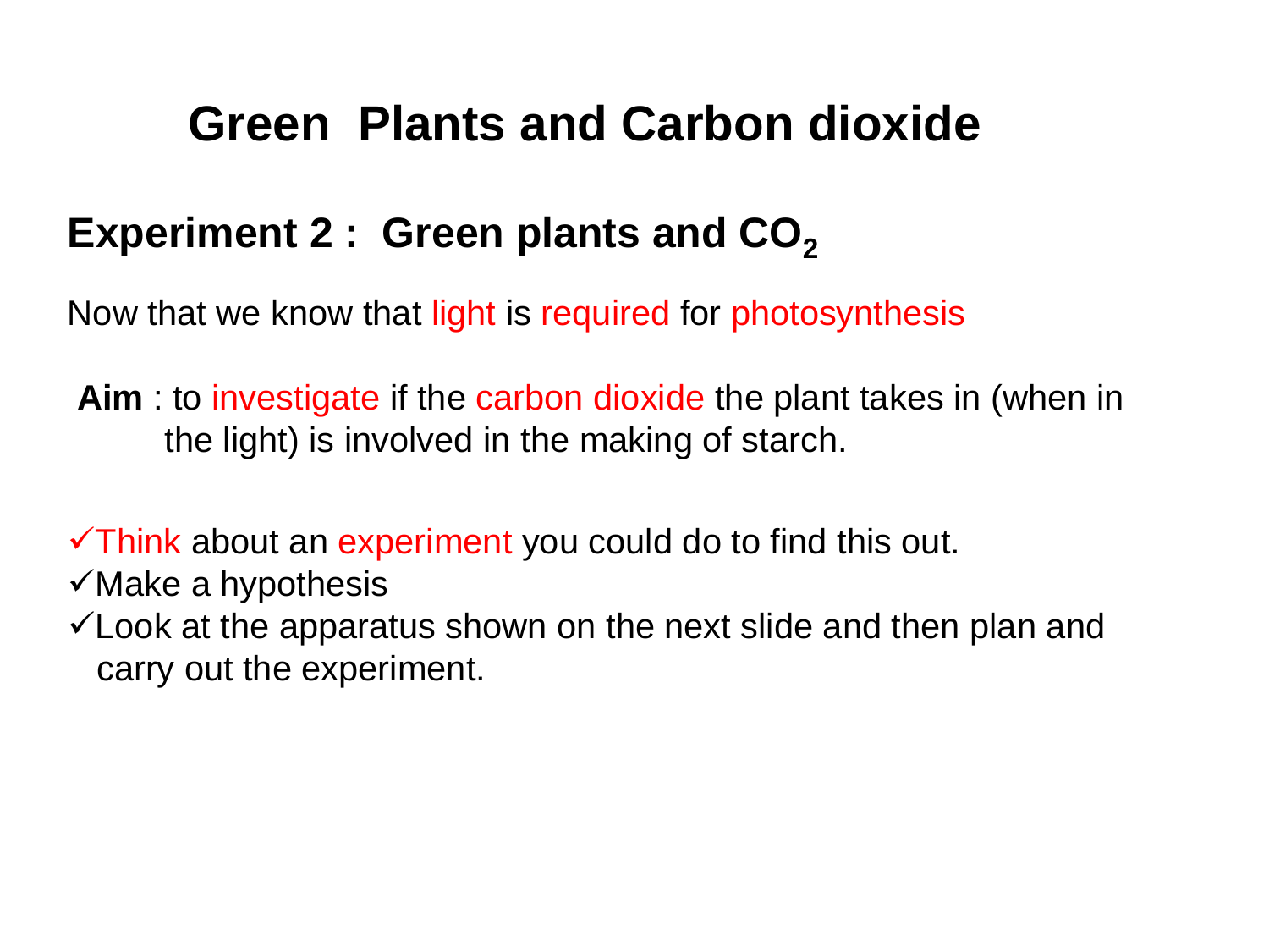# Green Plants and Carbon dioxide

## Experiment 2 : Green plants and $CO_2$

Now that we know that light is required for photosynthesis

**Aim** : to investigate if the carbon dioxide the plant takes in (when in the light) is involved in the making of starch.

- ✓Think about an experiment you could do to find this out.
- ✓Make a hypothesis
- ✓Look at the apparatus shown on the next slide and then plan and carry out the experiment.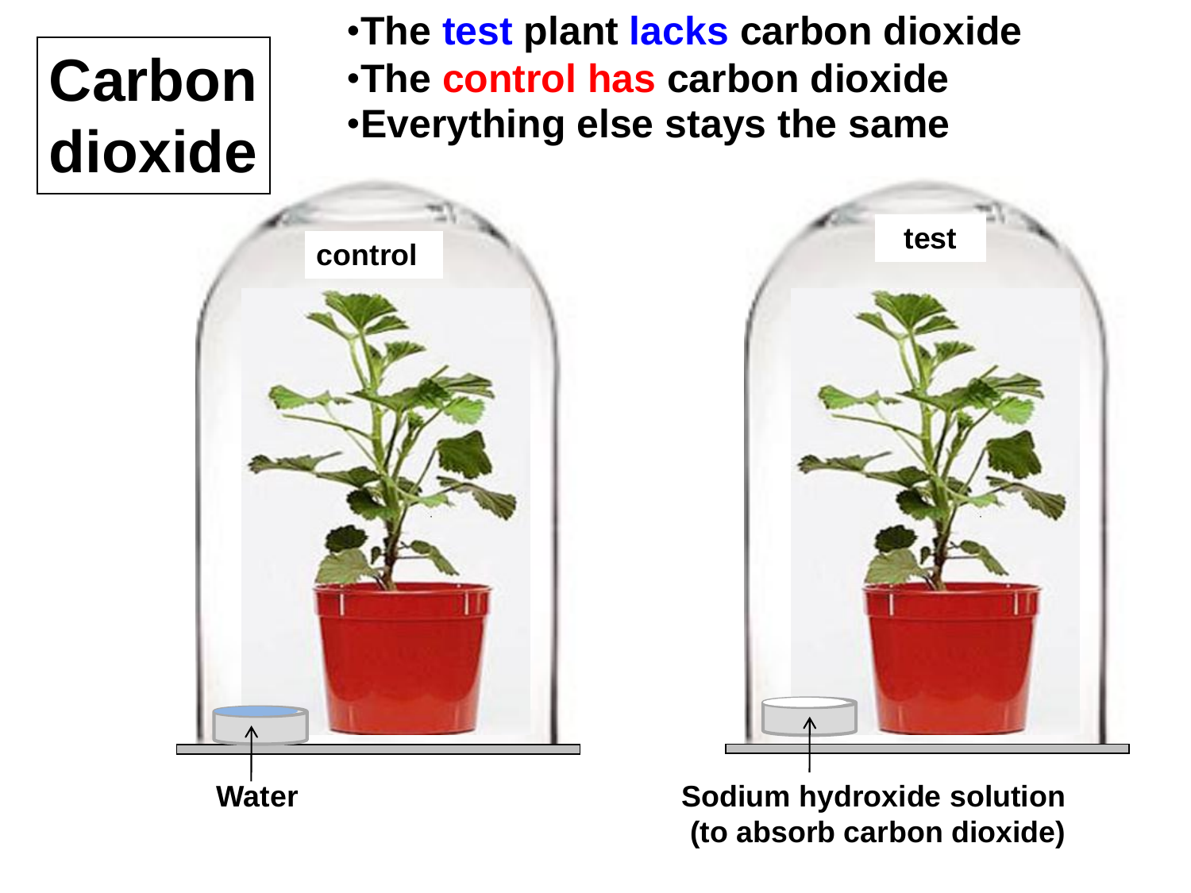# Carbon dioxide

- The test plant lacks carbon dioxide
- The control has carbon dioxide
- Everything else stays the same

control

test

Water

Sodium hydroxide solution (to absorb carbon dioxide)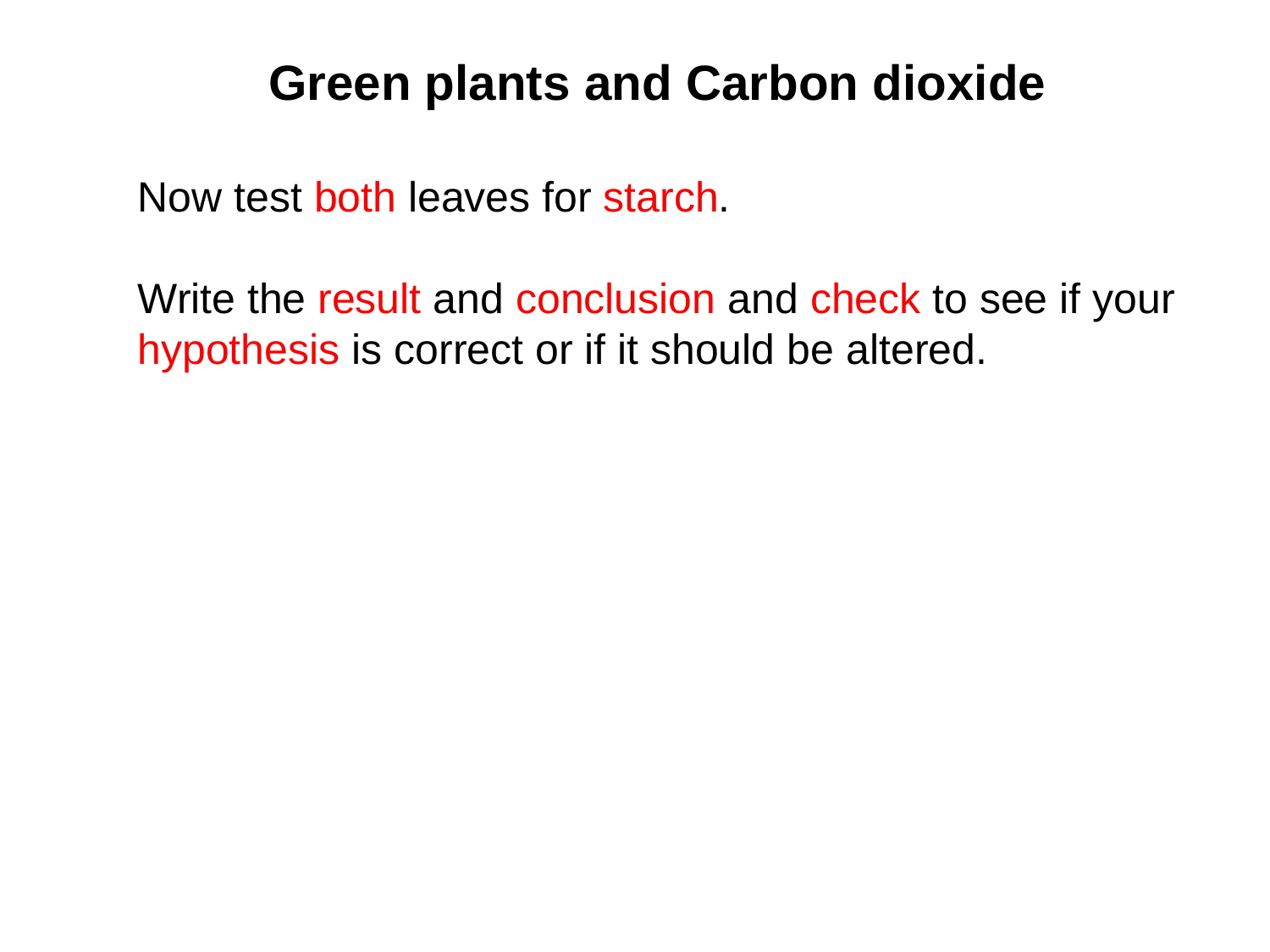# Green plants and Carbon dioxide

Now test both leaves for starch.

Write the result and conclusion and check to see if your hypothesis is correct or if it should be altered.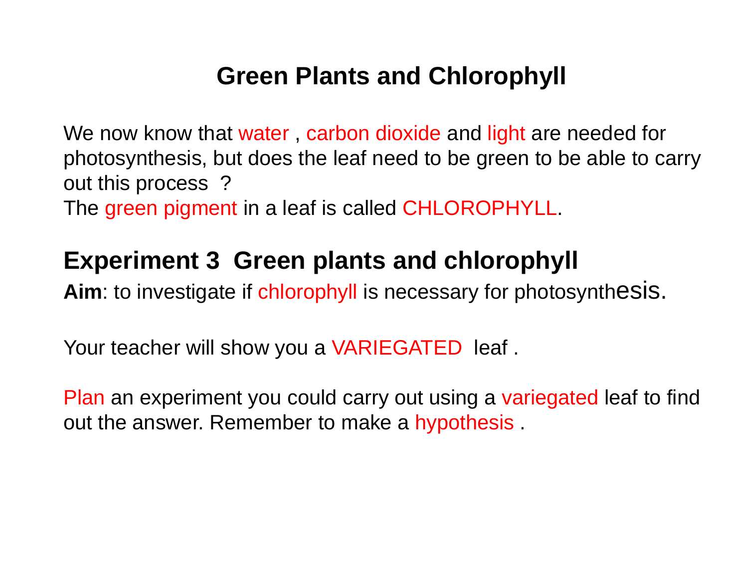# Green Plants and Chlorophyll

We now know that water , carbon dioxide and light are needed for photosynthesis, but does the leaf need to be green to be able to carry out this process ?
The green pigment in a leaf is called CHLOROPHYLL.

## Experiment 3 Green plants and chlorophyll

**Aim**: to investigate if chlorophyll is necessary for photosynthesis.

Your teacher will show you a VARIEGATED leaf .

Plan an experiment you could carry out using a variegated leaf to find out the answer. Remember to make a hypothesis .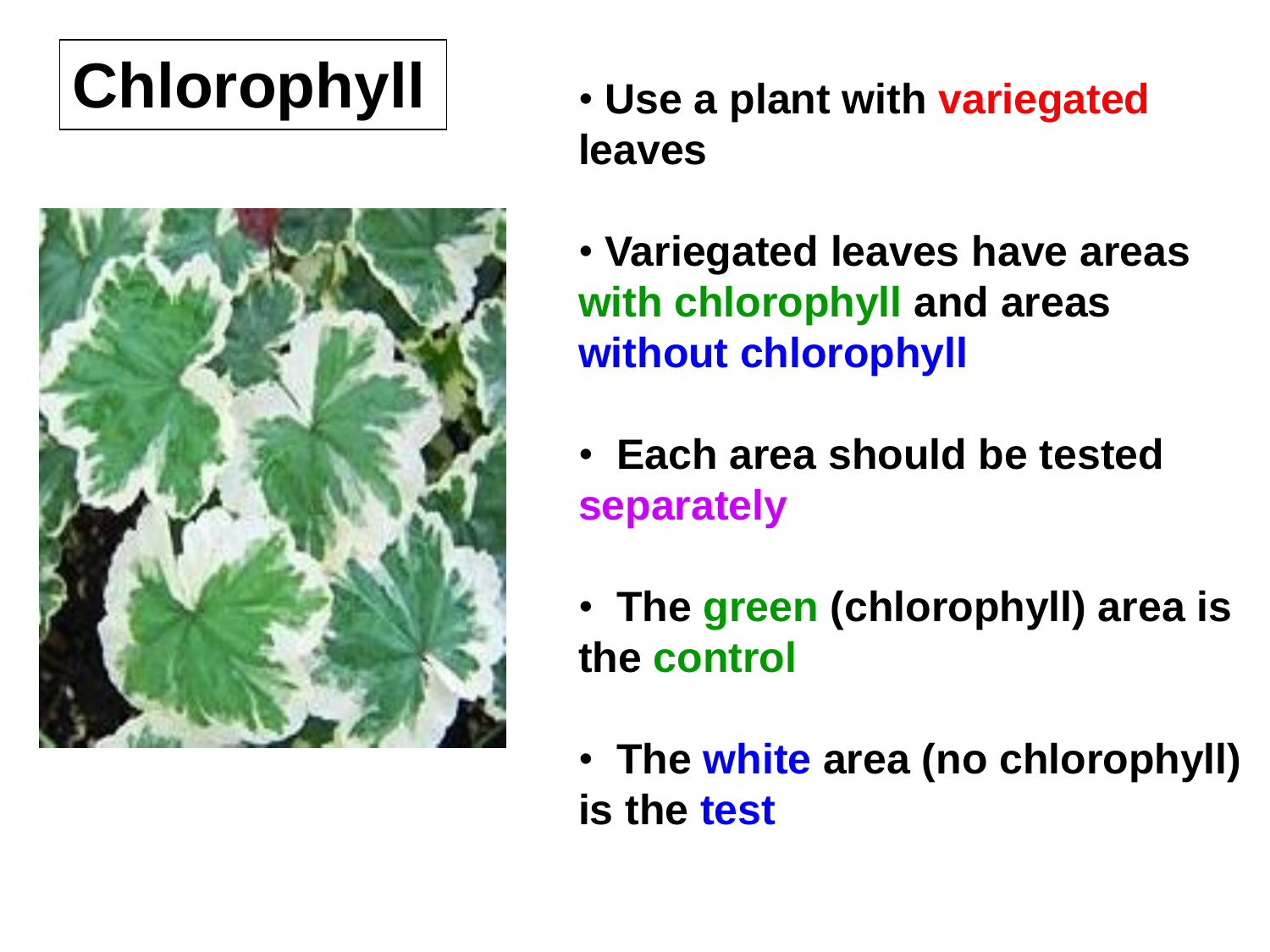# Chlorophyll

- Use a plant with **variegated** leaves
- Variegated leaves have areas **with chlorophyll** and areas **without chlorophyll**
- Each area should be tested **separately**
- The **green** (chlorophyll) area is the **control**
- The **white** area (no chlorophyll) is the **test**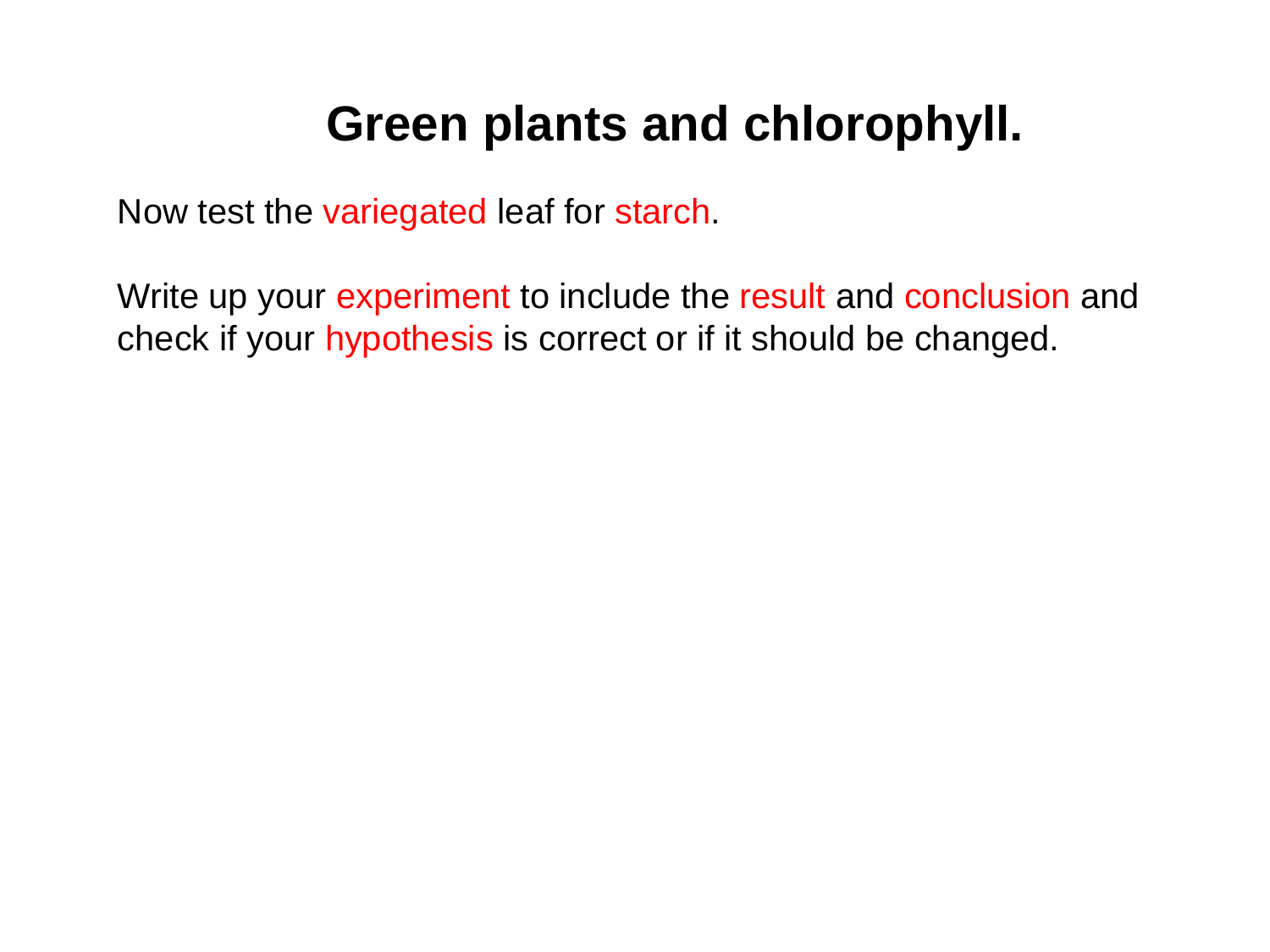# Green plants and chlorophyll.

Now test the variegated leaf for starch.

Write up your experiment to include the result and conclusion and check if your hypothesis is correct or if it should be changed.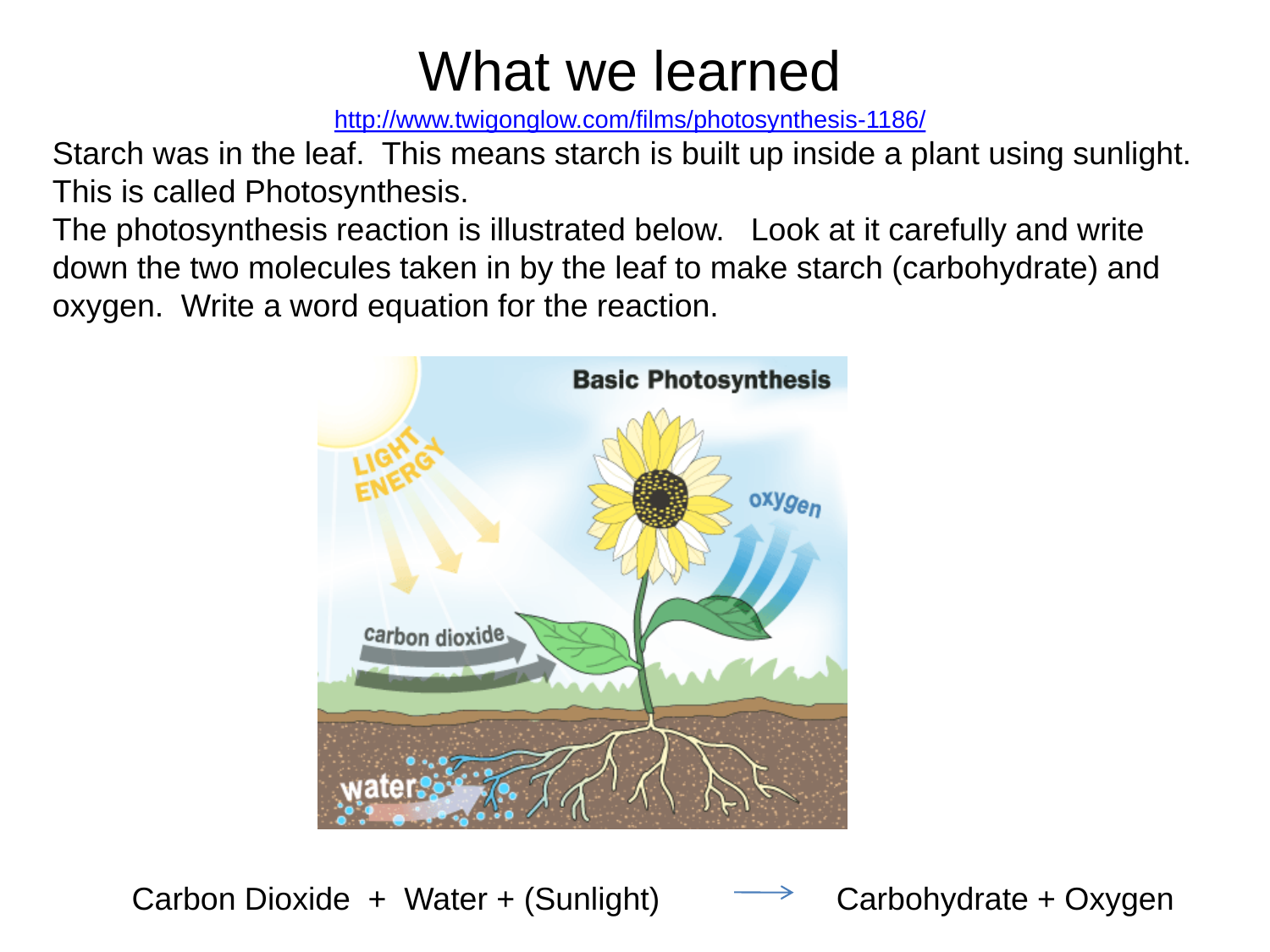# What we learned

http://www.twigonglow.com/films/photosynthesis-1186/

Starch was in the leaf. This means starch is built up inside a plant using sunlight. This is called Photosynthesis.

The photosynthesis reaction is illustrated below. Look at it carefully and write down the two molecules taken in by the leaf to make starch (carbohydrate) and oxygen. Write a word equation for the reaction.

Carbon Dioxide + Water + (Sunlight) ⟶ Carbohydrate + Oxygen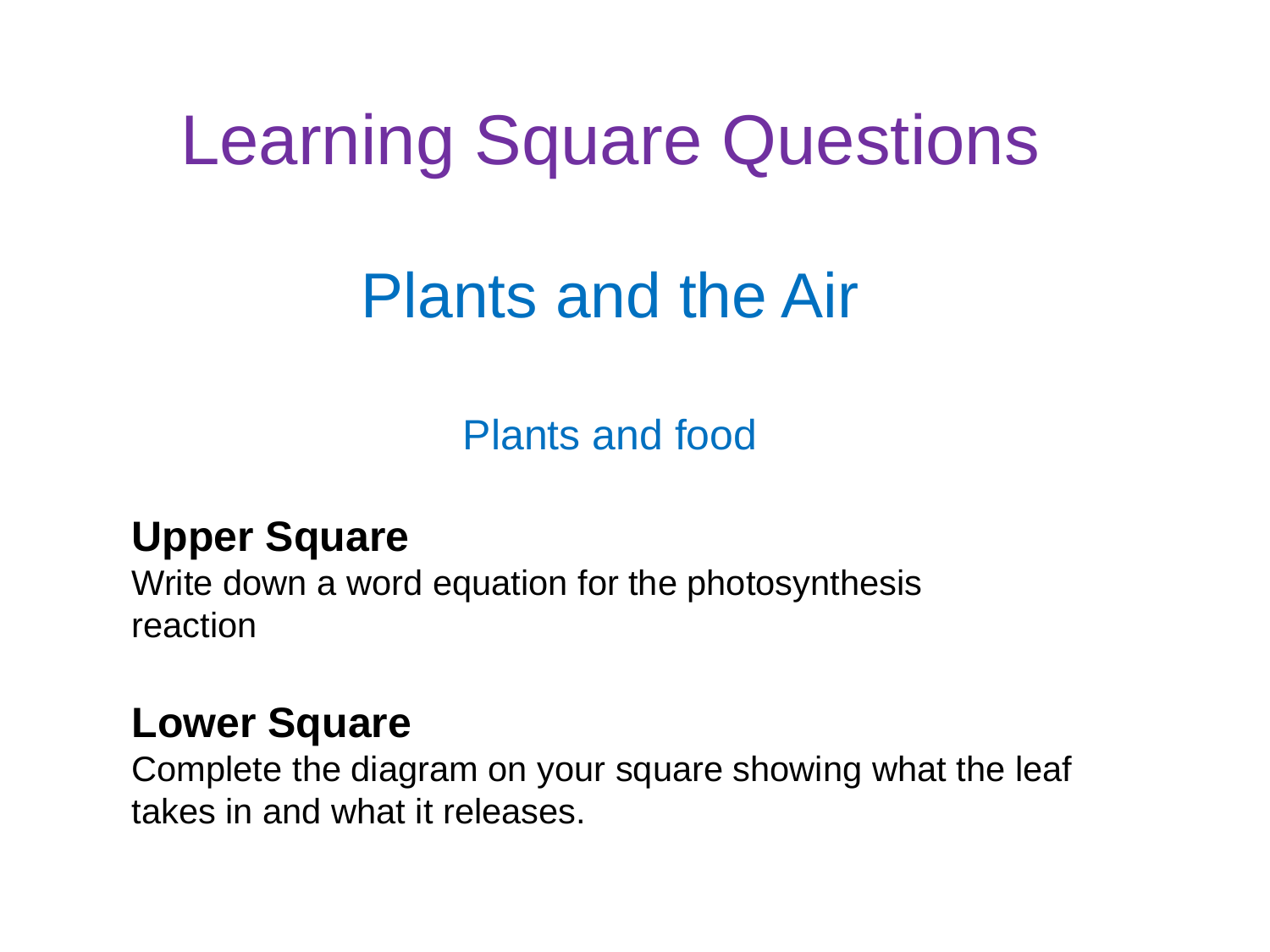# Learning Square Questions

## Plants and the Air

### Plants and food

**Upper Square**

Write down a word equation for the photosynthesis reaction

**Lower Square**

Complete the diagram on your square showing what the leaf takes in and what it releases.